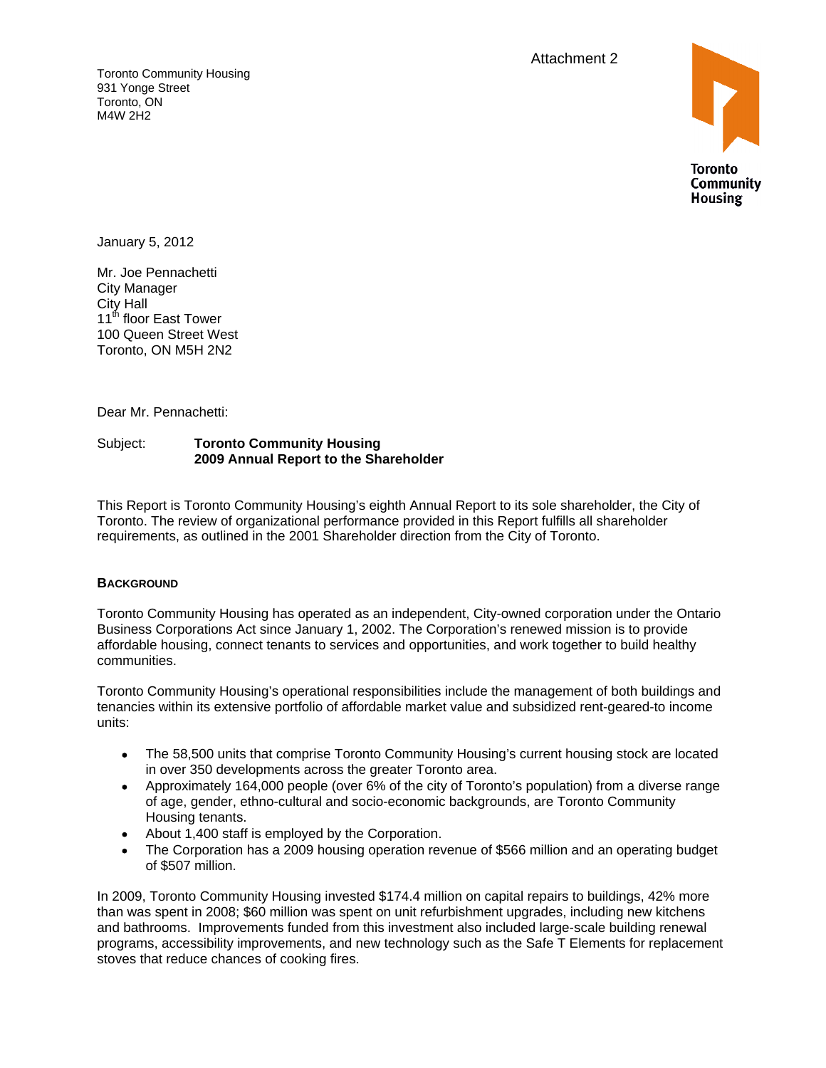Attachment 2

Toronto Community Housing
931 Yonge Street
Toronto, ON
M4W 2H2

Toronto Community Housing

January 5, 2012

Mr. Joe Pennachetti
City Manager
City Hall
11th floor East Tower
100 Queen Street West
Toronto, ON M5H 2N2

Dear Mr. Pennachetti:

Subject: **Toronto Community Housing 2009 Annual Report to the Shareholder**

This Report is Toronto Community Housing's eighth Annual Report to its sole shareholder, the City of Toronto. The review of organizational performance provided in this Report fulfills all shareholder requirements, as outlined in the 2001 Shareholder direction from the City of Toronto.

## BACKGROUND

Toronto Community Housing has operated as an independent, City-owned corporation under the Ontario Business Corporations Act since January 1, 2002. The Corporation's renewed mission is to provide affordable housing, connect tenants to services and opportunities, and work together to build healthy communities.

Toronto Community Housing's operational responsibilities include the management of both buildings and tenancies within its extensive portfolio of affordable market value and subsidized rent-geared-to income units:

- The 58,500 units that comprise Toronto Community Housing's current housing stock are located in over 350 developments across the greater Toronto area.
- Approximately 164,000 people (over 6% of the city of Toronto's population) from a diverse range of age, gender, ethno-cultural and socio-economic backgrounds, are Toronto Community Housing tenants.
- About 1,400 staff is employed by the Corporation.
- The Corporation has a 2009 housing operation revenue of $566 million and an operating budget of $507 million.

In 2009, Toronto Community Housing invested $174.4 million on capital repairs to buildings, 42% more than was spent in 2008; $60 million was spent on unit refurbishment upgrades, including new kitchens and bathrooms. Improvements funded from this investment also included large-scale building renewal programs, accessibility improvements, and new technology such as the Safe T Elements for replacement stoves that reduce chances of cooking fires.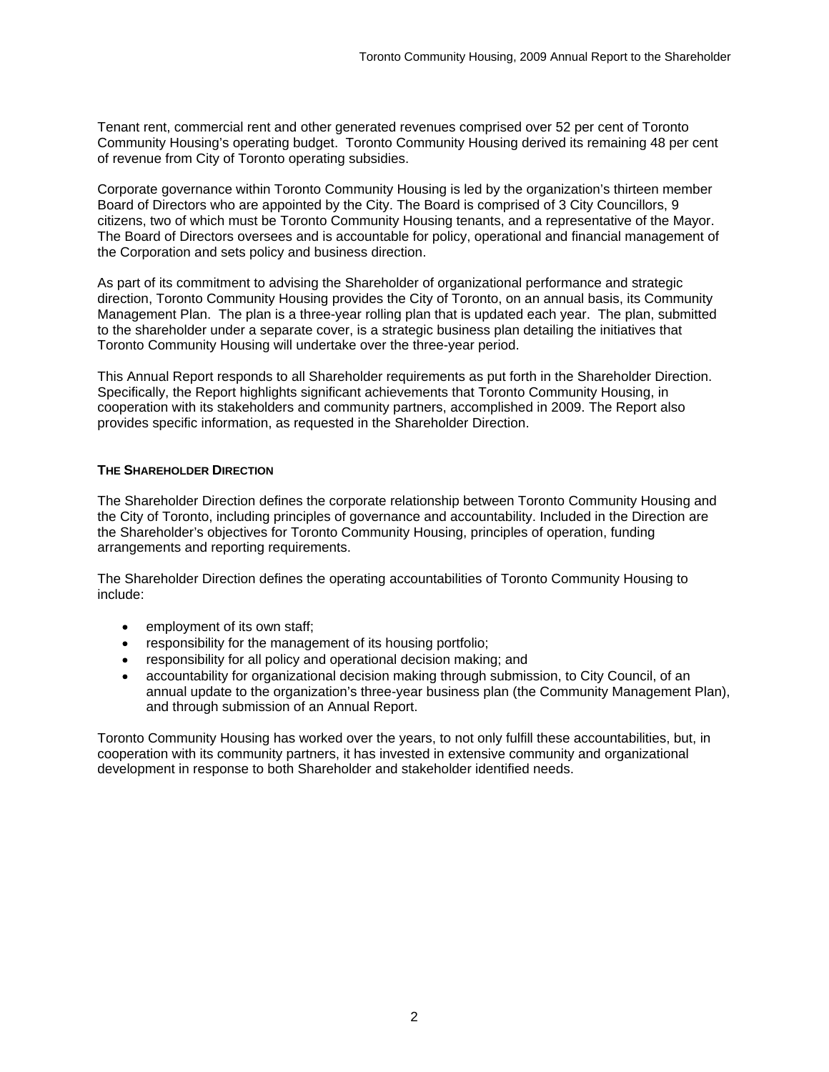Tenant rent, commercial rent and other generated revenues comprised over 52 per cent of Toronto Community Housing's operating budget. Toronto Community Housing derived its remaining 48 per cent of revenue from City of Toronto operating subsidies.

Corporate governance within Toronto Community Housing is led by the organization's thirteen member Board of Directors who are appointed by the City. The Board is comprised of 3 City Councillors, 9 citizens, two of which must be Toronto Community Housing tenants, and a representative of the Mayor. The Board of Directors oversees and is accountable for policy, operational and financial management of the Corporation and sets policy and business direction.

As part of its commitment to advising the Shareholder of organizational performance and strategic direction, Toronto Community Housing provides the City of Toronto, on an annual basis, its Community Management Plan. The plan is a three-year rolling plan that is updated each year. The plan, submitted to the shareholder under a separate cover, is a strategic business plan detailing the initiatives that Toronto Community Housing will undertake over the three-year period.

This Annual Report responds to all Shareholder requirements as put forth in the Shareholder Direction. Specifically, the Report highlights significant achievements that Toronto Community Housing, in cooperation with its stakeholders and community partners, accomplished in 2009. The Report also provides specific information, as requested in the Shareholder Direction.

## THE SHAREHOLDER DIRECTION

The Shareholder Direction defines the corporate relationship between Toronto Community Housing and the City of Toronto, including principles of governance and accountability. Included in the Direction are the Shareholder's objectives for Toronto Community Housing, principles of operation, funding arrangements and reporting requirements.

The Shareholder Direction defines the operating accountabilities of Toronto Community Housing to include:

- employment of its own staff;
- responsibility for the management of its housing portfolio;
- responsibility for all policy and operational decision making; and
- accountability for organizational decision making through submission, to City Council, of an annual update to the organization's three-year business plan (the Community Management Plan), and through submission of an Annual Report.

Toronto Community Housing has worked over the years, to not only fulfill these accountabilities, but, in cooperation with its community partners, it has invested in extensive community and organizational development in response to both Shareholder and stakeholder identified needs.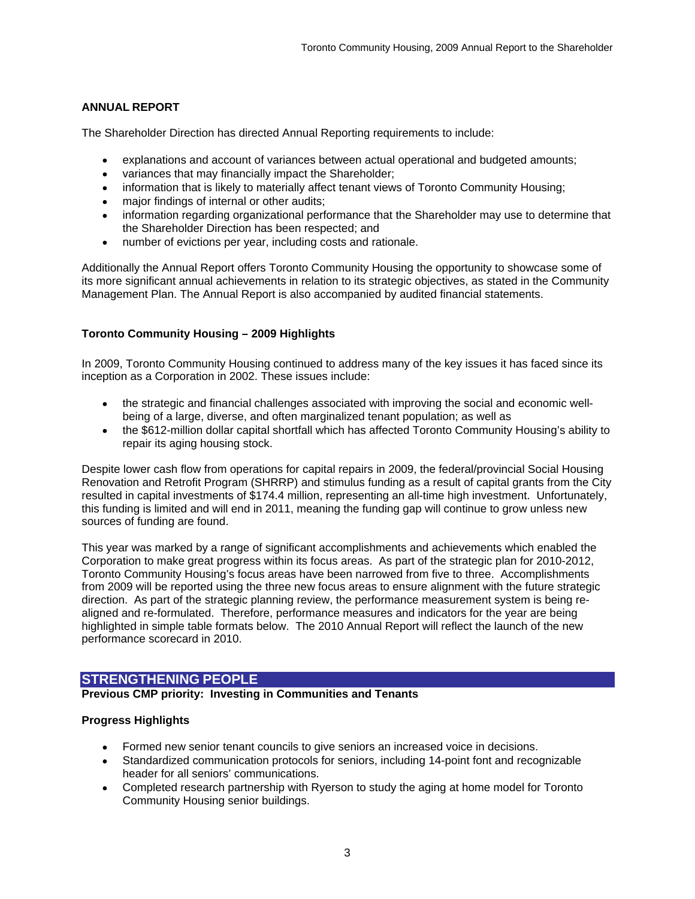## ANNUAL REPORT

The Shareholder Direction has directed Annual Reporting requirements to include:

- explanations and account of variances between actual operational and budgeted amounts;
- variances that may financially impact the Shareholder;
- information that is likely to materially affect tenant views of Toronto Community Housing;
- major findings of internal or other audits;
- information regarding organizational performance that the Shareholder may use to determine that the Shareholder Direction has been respected; and
- number of evictions per year, including costs and rationale.

Additionally the Annual Report offers Toronto Community Housing the opportunity to showcase some of its more significant annual achievements in relation to its strategic objectives, as stated in the Community Management Plan. The Annual Report is also accompanied by audited financial statements.

### Toronto Community Housing – 2009 Highlights

In 2009, Toronto Community Housing continued to address many of the key issues it has faced since its inception as a Corporation in 2002. These issues include:

- the strategic and financial challenges associated with improving the social and economic well-being of a large, diverse, and often marginalized tenant population; as well as
- the $612-million dollar capital shortfall which has affected Toronto Community Housing's ability to repair its aging housing stock.

Despite lower cash flow from operations for capital repairs in 2009, the federal/provincial Social Housing Renovation and Retrofit Program (SHRRP) and stimulus funding as a result of capital grants from the City resulted in capital investments of $174.4 million, representing an all-time high investment. Unfortunately, this funding is limited and will end in 2011, meaning the funding gap will continue to grow unless new sources of funding are found.

This year was marked by a range of significant accomplishments and achievements which enabled the Corporation to make great progress within its focus areas. As part of the strategic plan for 2010-2012, Toronto Community Housing's focus areas have been narrowed from five to three. Accomplishments from 2009 will be reported using the three new focus areas to ensure alignment with the future strategic direction. As part of the strategic planning review, the performance measurement system is being re-aligned and re-formulated. Therefore, performance measures and indicators for the year are being highlighted in simple table formats below. The 2010 Annual Report will reflect the launch of the new performance scorecard in 2010.

## STRENGTHENING PEOPLE

**Previous CMP priority: Investing in Communities and Tenants**

### Progress Highlights

- Formed new senior tenant councils to give seniors an increased voice in decisions.
- Standardized communication protocols for seniors, including 14-point font and recognizable header for all seniors' communications.
- Completed research partnership with Ryerson to study the aging at home model for Toronto Community Housing senior buildings.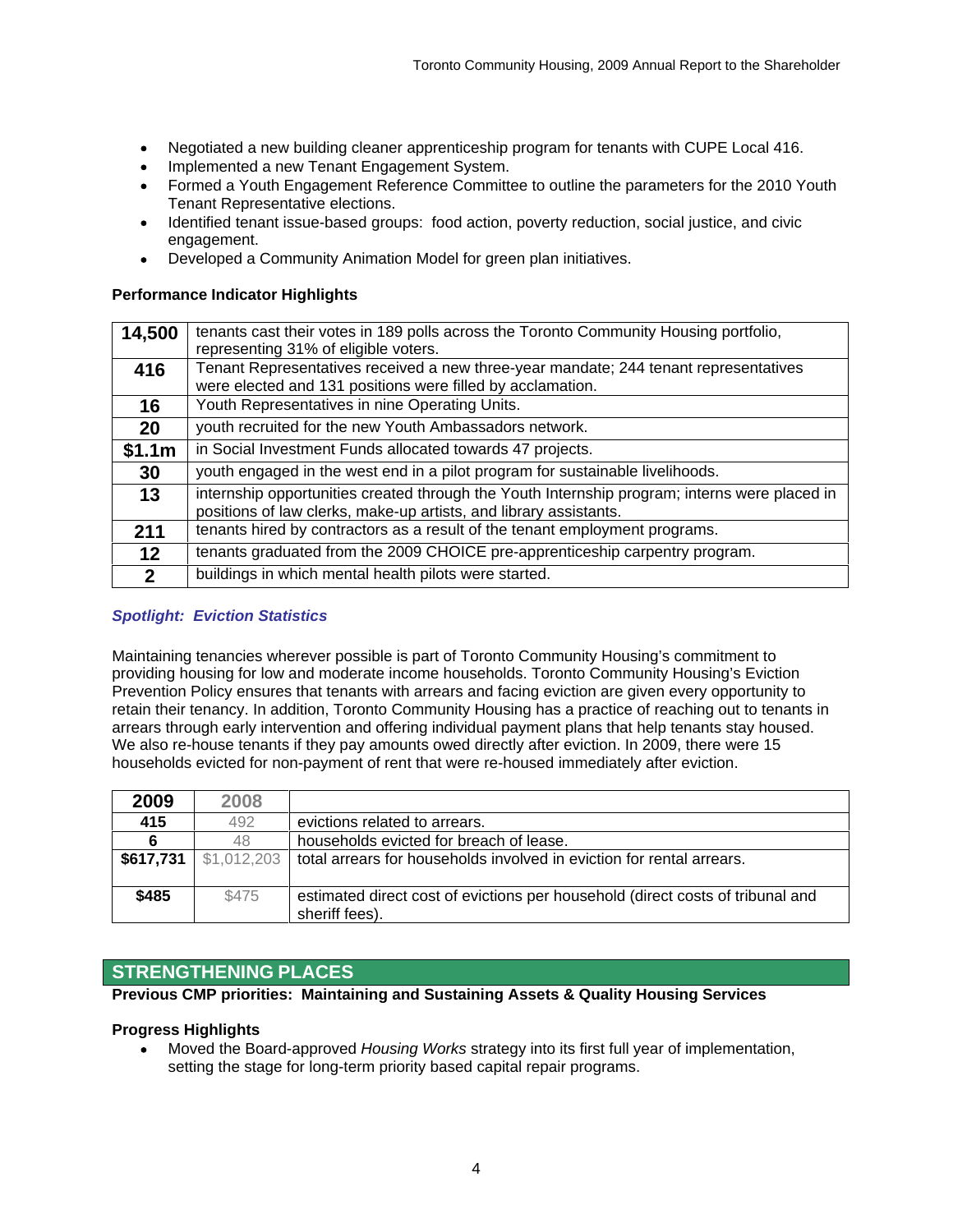- Negotiated a new building cleaner apprenticeship program for tenants with CUPE Local 416.
- Implemented a new Tenant Engagement System.
- Formed a Youth Engagement Reference Committee to outline the parameters for the 2010 Youth Tenant Representative elections.
- Identified tenant issue-based groups: food action, poverty reduction, social justice, and civic engagement.
- Developed a Community Animation Model for green plan initiatives.

**Performance Indicator Highlights**

| | |
|---|---|
| **14,500** | tenants cast their votes in 189 polls across the Toronto Community Housing portfolio, representing 31% of eligible voters. |
| **416** | Tenant Representatives received a new three-year mandate; 244 tenant representatives were elected and 131 positions were filled by acclamation. |
| **16** | Youth Representatives in nine Operating Units. |
| **20** | youth recruited for the new Youth Ambassadors network. |
| **$1.1m** | in Social Investment Funds allocated towards 47 projects. |
| **30** | youth engaged in the west end in a pilot program for sustainable livelihoods. |
| **13** | internship opportunities created through the Youth Internship program; interns were placed in positions of law clerks, make-up artists, and library assistants. |
| **211** | tenants hired by contractors as a result of the tenant employment programs. |
| **12** | tenants graduated from the 2009 CHOICE pre-apprenticeship carpentry program. |
| **2** | buildings in which mental health pilots were started. |

***Spotlight: Eviction Statistics***

Maintaining tenancies wherever possible is part of Toronto Community Housing's commitment to providing housing for low and moderate income households. Toronto Community Housing's Eviction Prevention Policy ensures that tenants with arrears and facing eviction are given every opportunity to retain their tenancy. In addition, Toronto Community Housing has a practice of reaching out to tenants in arrears through early intervention and offering individual payment plans that help tenants stay housed. We also re-house tenants if they pay amounts owed directly after eviction. In 2009, there were 15 households evicted for non-payment of rent that were re-housed immediately after eviction.

| 2009 | 2008 | |
|---|---|---|
| **415** | 492 | evictions related to arrears. |
| **6** | 48 | households evicted for breach of lease. |
| **$617,731** | $1,012,203 | total arrears for households involved in eviction for rental arrears. |
| **$485** | $475 | estimated direct cost of evictions per household (direct costs of tribunal and sheriff fees). |

## STRENGTHENING PLACES

**Previous CMP priorities: Maintaining and Sustaining Assets & Quality Housing Services**

**Progress Highlights**

- Moved the Board-approved *Housing Works* strategy into its first full year of implementation, setting the stage for long-term priority based capital repair programs.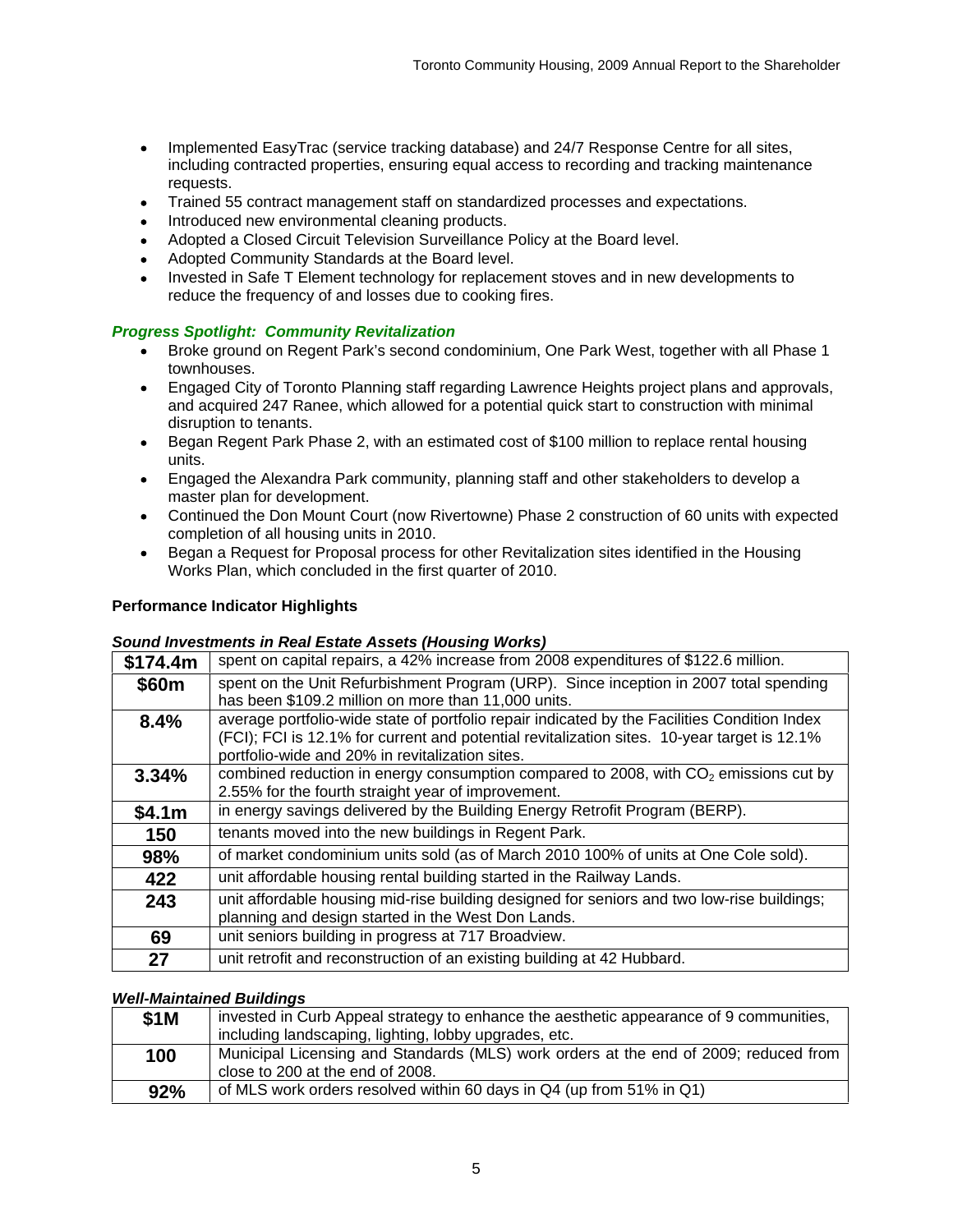- Implemented EasyTrac (service tracking database) and 24/7 Response Centre for all sites, including contracted properties, ensuring equal access to recording and tracking maintenance requests.
- Trained 55 contract management staff on standardized processes and expectations.
- Introduced new environmental cleaning products.
- Adopted a Closed Circuit Television Surveillance Policy at the Board level.
- Adopted Community Standards at the Board level.
- Invested in Safe T Element technology for replacement stoves and in new developments to reduce the frequency of and losses due to cooking fires.

***Progress Spotlight: Community Revitalization***

- Broke ground on Regent Park's second condominium, One Park West, together with all Phase 1 townhouses.
- Engaged City of Toronto Planning staff regarding Lawrence Heights project plans and approvals, and acquired 247 Ranee, which allowed for a potential quick start to construction with minimal disruption to tenants.
- Began Regent Park Phase 2, with an estimated cost of $100 million to replace rental housing units.
- Engaged the Alexandra Park community, planning staff and other stakeholders to develop a master plan for development.
- Continued the Don Mount Court (now Rivertowne) Phase 2 construction of 60 units with expected completion of all housing units in 2010.
- Began a Request for Proposal process for other Revitalization sites identified in the Housing Works Plan, which concluded in the first quarter of 2010.

**Performance Indicator Highlights**

***Sound Investments in Real Estate Assets (Housing Works)***

| | |
|---|---|
| **$174.4m** | spent on capital repairs, a 42% increase from 2008 expenditures of $122.6 million. |
| **$60m** | spent on the Unit Refurbishment Program (URP). Since inception in 2007 total spending has been $109.2 million on more than 11,000 units. |
| **8.4%** | average portfolio-wide state of portfolio repair indicated by the Facilities Condition Index (FCI); FCI is 12.1% for current and potential revitalization sites. 10-year target is 12.1% portfolio-wide and 20% in revitalization sites. |
| **3.34%** | combined reduction in energy consumption compared to 2008, with $CO_2$ emissions cut by 2.55% for the fourth straight year of improvement. |
| **$4.1m** | in energy savings delivered by the Building Energy Retrofit Program (BERP). |
| **150** | tenants moved into the new buildings in Regent Park. |
| **98%** | of market condominium units sold (as of March 2010 100% of units at One Cole sold). |
| **422** | unit affordable housing rental building started in the Railway Lands. |
| **243** | unit affordable housing mid-rise building designed for seniors and two low-rise buildings; planning and design started in the West Don Lands. |
| **69** | unit seniors building in progress at 717 Broadview. |
| **27** | unit retrofit and reconstruction of an existing building at 42 Hubbard. |

***Well-Maintained Buildings***

| | |
|---|---|
| **$1M** | invested in Curb Appeal strategy to enhance the aesthetic appearance of 9 communities, including landscaping, lighting, lobby upgrades, etc. |
| **100** | Municipal Licensing and Standards (MLS) work orders at the end of 2009; reduced from close to 200 at the end of 2008. |
| **92%** | of MLS work orders resolved within 60 days in Q4 (up from 51% in Q1) |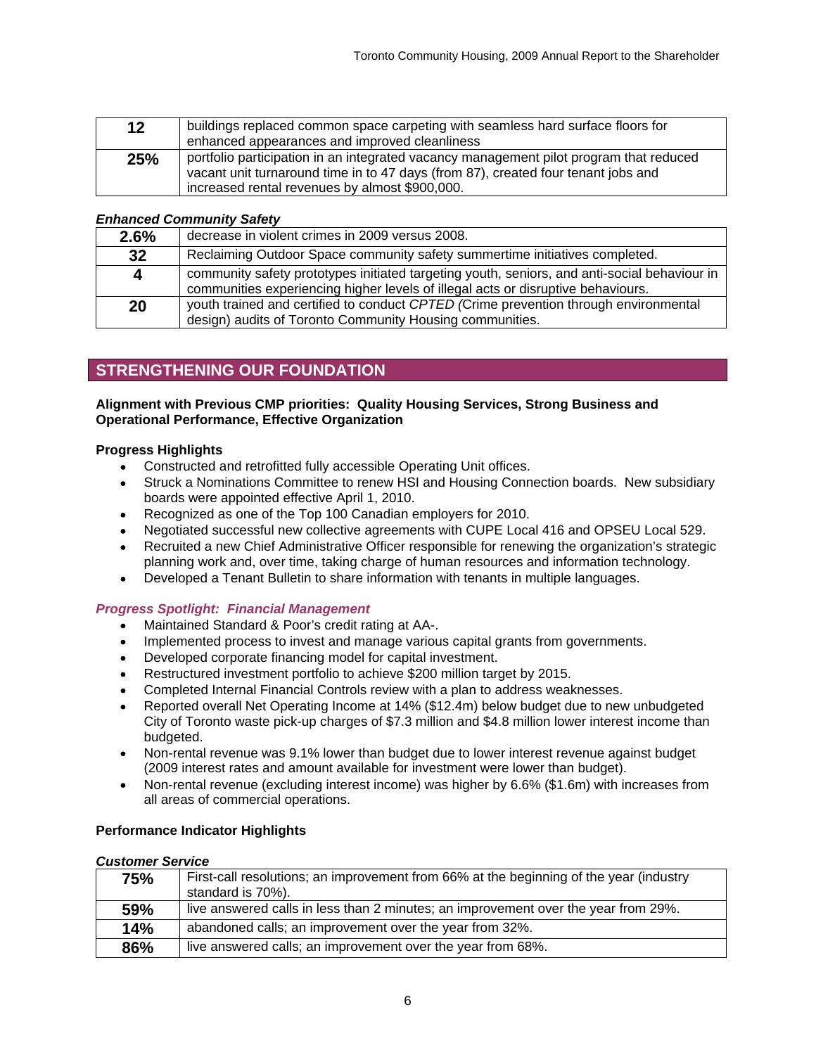| | |
|---|---|
| **12** | buildings replaced common space carpeting with seamless hard surface floors for enhanced appearances and improved cleanliness |
| **25%** | portfolio participation in an integrated vacancy management pilot program that reduced vacant unit turnaround time in to 47 days (from 87), created four tenant jobs and increased rental revenues by almost $900,000. |

***Enhanced Community Safety***

| | |
|---|---|
| **2.6%** | decrease in violent crimes in 2009 versus 2008. |
| **32** | Reclaiming Outdoor Space community safety summertime initiatives completed. |
| **4** | community safety prototypes initiated targeting youth, seniors, and anti-social behaviour in communities experiencing higher levels of illegal acts or disruptive behaviours. |
| **20** | youth trained and certified to conduct *CPTED (*Crime prevention through environmental design) audits of Toronto Community Housing communities. |

## STRENGTHENING OUR FOUNDATION

**Alignment with Previous CMP priorities: Quality Housing Services, Strong Business and Operational Performance, Effective Organization**

**Progress Highlights**

- Constructed and retrofitted fully accessible Operating Unit offices.
- Struck a Nominations Committee to renew HSI and Housing Connection boards. New subsidiary boards were appointed effective April 1, 2010.
- Recognized as one of the Top 100 Canadian employers for 2010.
- Negotiated successful new collective agreements with CUPE Local 416 and OPSEU Local 529.
- Recruited a new Chief Administrative Officer responsible for renewing the organization's strategic planning work and, over time, taking charge of human resources and information technology.
- Developed a Tenant Bulletin to share information with tenants in multiple languages.

***Progress Spotlight: Financial Management***

- Maintained Standard & Poor's credit rating at AA-.
- Implemented process to invest and manage various capital grants from governments.
- Developed corporate financing model for capital investment.
- Restructured investment portfolio to achieve $200 million target by 2015.
- Completed Internal Financial Controls review with a plan to address weaknesses.
- Reported overall Net Operating Income at 14% ($12.4m) below budget due to new unbudgeted City of Toronto waste pick-up charges of $7.3 million and $4.8 million lower interest income than budgeted.
- Non-rental revenue was 9.1% lower than budget due to lower interest revenue against budget (2009 interest rates and amount available for investment were lower than budget).
- Non-rental revenue (excluding interest income) was higher by 6.6% ($1.6m) with increases from all areas of commercial operations.

**Performance Indicator Highlights**

***Customer Service***

| | |
|---|---|
| **75%** | First-call resolutions; an improvement from 66% at the beginning of the year (industry standard is 70%). |
| **59%** | live answered calls in less than 2 minutes; an improvement over the year from 29%. |
| **14%** | abandoned calls; an improvement over the year from 32%. |
| **86%** | live answered calls; an improvement over the year from 68%. |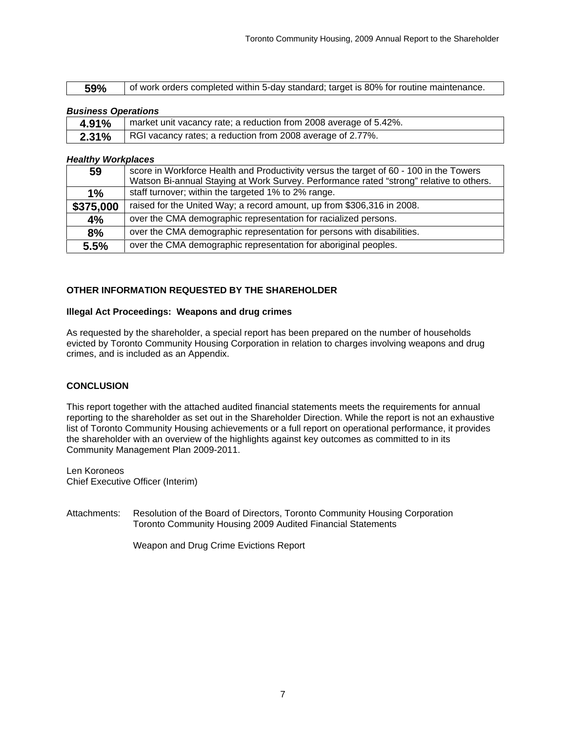| 59% | of work orders completed within 5-day standard; target is 80% for routine maintenance. |
|---|---|

***Business Operations***

| 4.91% | market unit vacancy rate; a reduction from 2008 average of 5.42%. |
|---|---|
| 2.31% | RGI vacancy rates; a reduction from 2008 average of 2.77%. |

***Healthy Workplaces***

| 59 | score in Workforce Health and Productivity versus the target of 60 - 100 in the Towers Watson Bi-annual Staying at Work Survey. Performance rated "strong" relative to others. |
|---|---|
| 1% | staff turnover; within the targeted 1% to 2% range. |
| $375,000 | raised for the United Way; a record amount, up from $306,316 in 2008. |
| 4% | over the CMA demographic representation for racialized persons. |
| 8% | over the CMA demographic representation for persons with disabilities. |
| 5.5% | over the CMA demographic representation for aboriginal peoples. |

## OTHER INFORMATION REQUESTED BY THE SHAREHOLDER

### Illegal Act Proceedings: Weapons and drug crimes

As requested by the shareholder, a special report has been prepared on the number of households evicted by Toronto Community Housing Corporation in relation to charges involving weapons and drug crimes, and is included as an Appendix.

## CONCLUSION

This report together with the attached audited financial statements meets the requirements for annual reporting to the shareholder as set out in the Shareholder Direction. While the report is not an exhaustive list of Toronto Community Housing achievements or a full report on operational performance, it provides the shareholder with an overview of the highlights against key outcomes as committed to in its Community Management Plan 2009-2011.

Len Koroneos
Chief Executive Officer (Interim)

Attachments: Resolution of the Board of Directors, Toronto Community Housing Corporation
Toronto Community Housing 2009 Audited Financial Statements

Weapon and Drug Crime Evictions Report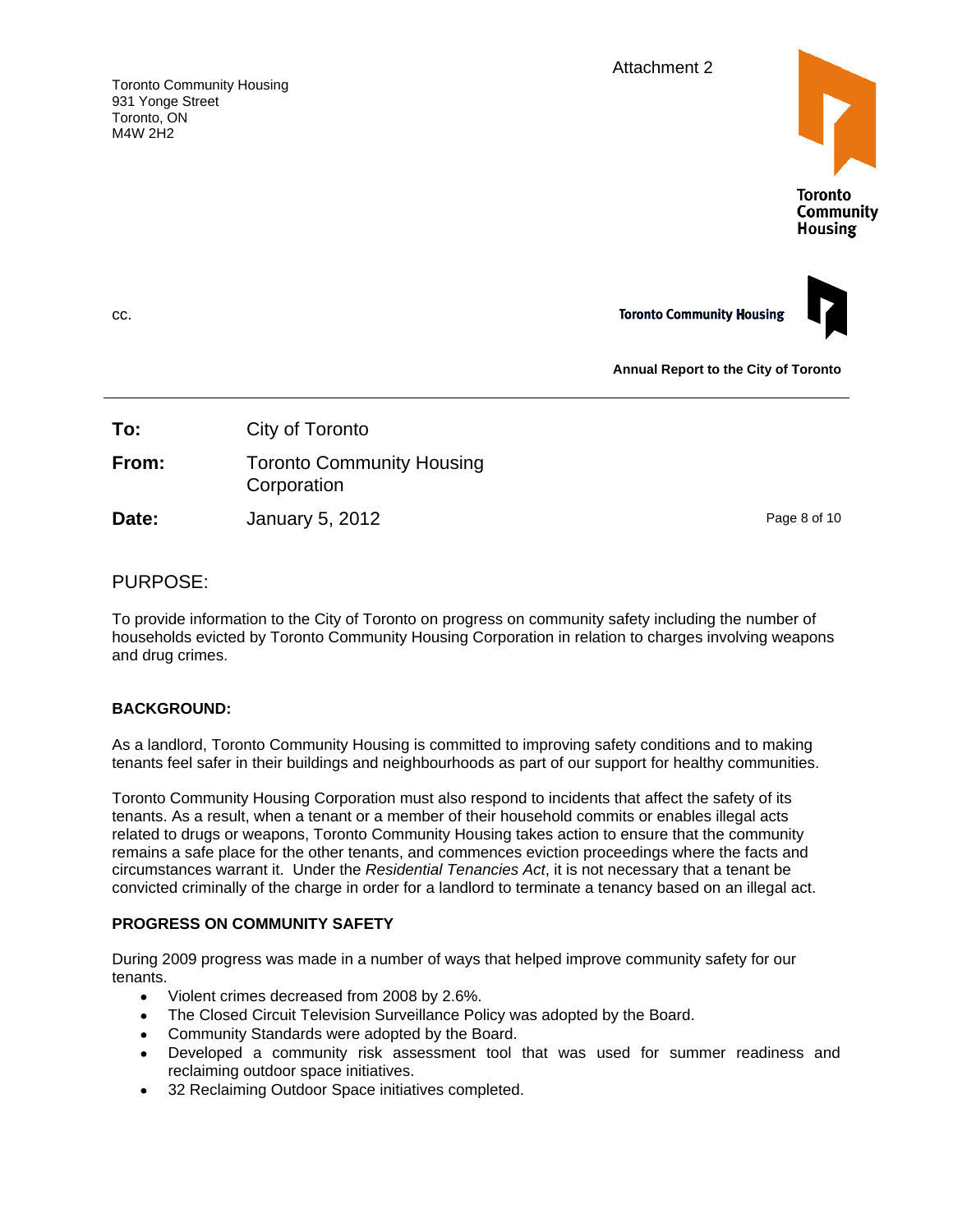Toronto Community Housing
931 Yonge Street
Toronto, ON
M4W 2H2

Attachment 2

Toronto Community Housing

cc.

Toronto Community Housing

**Annual Report to the City of Toronto**

---

**To:** City of Toronto

**From:** Toronto Community Housing Corporation

**Date:** January 5, 2012

## PURPOSE:

To provide information to the City of Toronto on progress on community safety including the number of households evicted by Toronto Community Housing Corporation in relation to charges involving weapons and drug crimes.

### BACKGROUND:

As a landlord, Toronto Community Housing is committed to improving safety conditions and to making tenants feel safer in their buildings and neighbourhoods as part of our support for healthy communities.

Toronto Community Housing Corporation must also respond to incidents that affect the safety of its tenants. As a result, when a tenant or a member of their household commits or enables illegal acts related to drugs or weapons, Toronto Community Housing takes action to ensure that the community remains a safe place for the other tenants, and commences eviction proceedings where the facts and circumstances warrant it. Under the *Residential Tenancies Act*, it is not necessary that a tenant be convicted criminally of the charge in order for a landlord to terminate a tenancy based on an illegal act.

### PROGRESS ON COMMUNITY SAFETY

During 2009 progress was made in a number of ways that helped improve community safety for our tenants.

- Violent crimes decreased from 2008 by 2.6%.
- The Closed Circuit Television Surveillance Policy was adopted by the Board.
- Community Standards were adopted by the Board.
- Developed a community risk assessment tool that was used for summer readiness and reclaiming outdoor space initiatives.
- 32 Reclaiming Outdoor Space initiatives completed.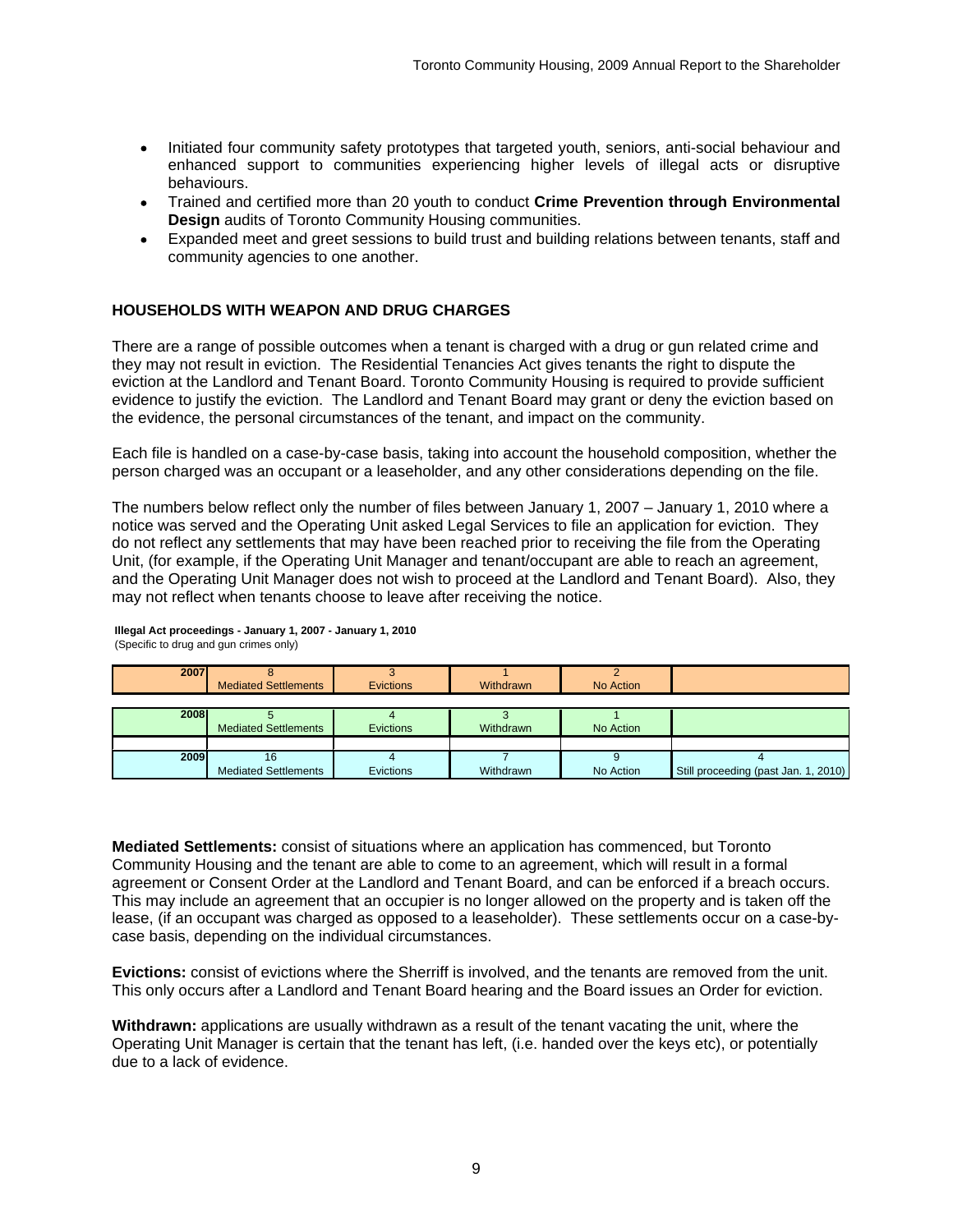- Initiated four community safety prototypes that targeted youth, seniors, anti-social behaviour and enhanced support to communities experiencing higher levels of illegal acts or disruptive behaviours.
- Trained and certified more than 20 youth to conduct **Crime Prevention through Environmental Design** audits of Toronto Community Housing communities.
- Expanded meet and greet sessions to build trust and building relations between tenants, staff and community agencies to one another.

## HOUSEHOLDS WITH WEAPON AND DRUG CHARGES

There are a range of possible outcomes when a tenant is charged with a drug or gun related crime and they may not result in eviction. The Residential Tenancies Act gives tenants the right to dispute the eviction at the Landlord and Tenant Board. Toronto Community Housing is required to provide sufficient evidence to justify the eviction. The Landlord and Tenant Board may grant or deny the eviction based on the evidence, the personal circumstances of the tenant, and impact on the community.

Each file is handled on a case-by-case basis, taking into account the household composition, whether the person charged was an occupant or a leaseholder, and any other considerations depending on the file.

The numbers below reflect only the number of files between January 1, 2007 – January 1, 2010 where a notice was served and the Operating Unit asked Legal Services to file an application for eviction. They do not reflect any settlements that may have been reached prior to receiving the file from the Operating Unit, (for example, if the Operating Unit Manager and tenant/occupant are able to reach an agreement, and the Operating Unit Manager does not wish to proceed at the Landlord and Tenant Board). Also, they may not reflect when tenants choose to leave after receiving the notice.

**Illegal Act proceedings - January 1, 2007 - January 1, 2010**
(Specific to drug and gun crimes only)

| Year | Mediated Settlements | Evictions | Withdrawn | No Action | Still proceeding (past Jan. 1, 2010) |
|---|---|---|---|---|---|
| 2007 | 8 | 3 | 1 | 2 | |
| 2008 | 5 | 4 | 3 | 1 | |
| 2009 | 16 | 4 | 7 | 9 | 4 |

**Mediated Settlements:** consist of situations where an application has commenced, but Toronto Community Housing and the tenant are able to come to an agreement, which will result in a formal agreement or Consent Order at the Landlord and Tenant Board, and can be enforced if a breach occurs. This may include an agreement that an occupier is no longer allowed on the property and is taken off the lease, (if an occupant was charged as opposed to a leaseholder). These settlements occur on a case-by-case basis, depending on the individual circumstances.

**Evictions:** consist of evictions where the Sherriff is involved, and the tenants are removed from the unit. This only occurs after a Landlord and Tenant Board hearing and the Board issues an Order for eviction.

**Withdrawn:** applications are usually withdrawn as a result of the tenant vacating the unit, where the Operating Unit Manager is certain that the tenant has left, (i.e. handed over the keys etc), or potentially due to a lack of evidence.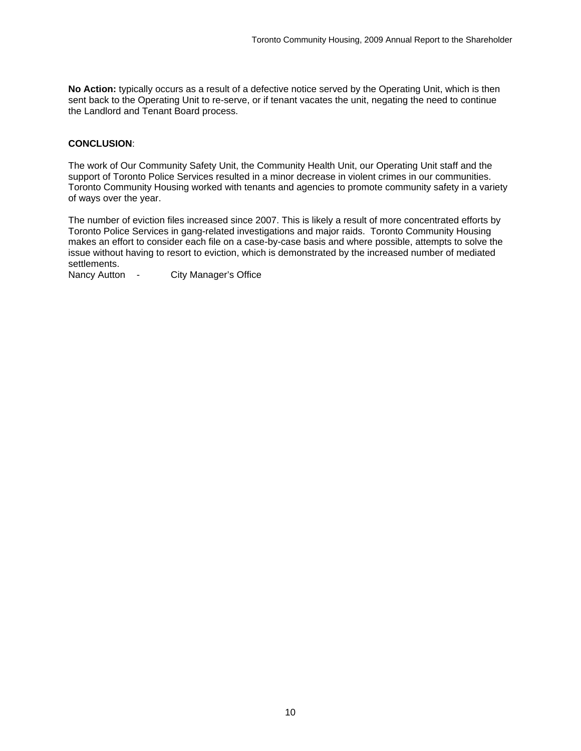**No Action:** typically occurs as a result of a defective notice served by the Operating Unit, which is then sent back to the Operating Unit to re-serve, or if tenant vacates the unit, negating the need to continue the Landlord and Tenant Board process.

**CONCLUSION**:

The work of Our Community Safety Unit, the Community Health Unit, our Operating Unit staff and the support of Toronto Police Services resulted in a minor decrease in violent crimes in our communities. Toronto Community Housing worked with tenants and agencies to promote community safety in a variety of ways over the year.

The number of eviction files increased since 2007. This is likely a result of more concentrated efforts by Toronto Police Services in gang-related investigations and major raids. Toronto Community Housing makes an effort to consider each file on a case-by-case basis and where possible, attempts to solve the issue without having to resort to eviction, which is demonstrated by the increased number of mediated settlements.

Nancy Autton - City Manager's Office